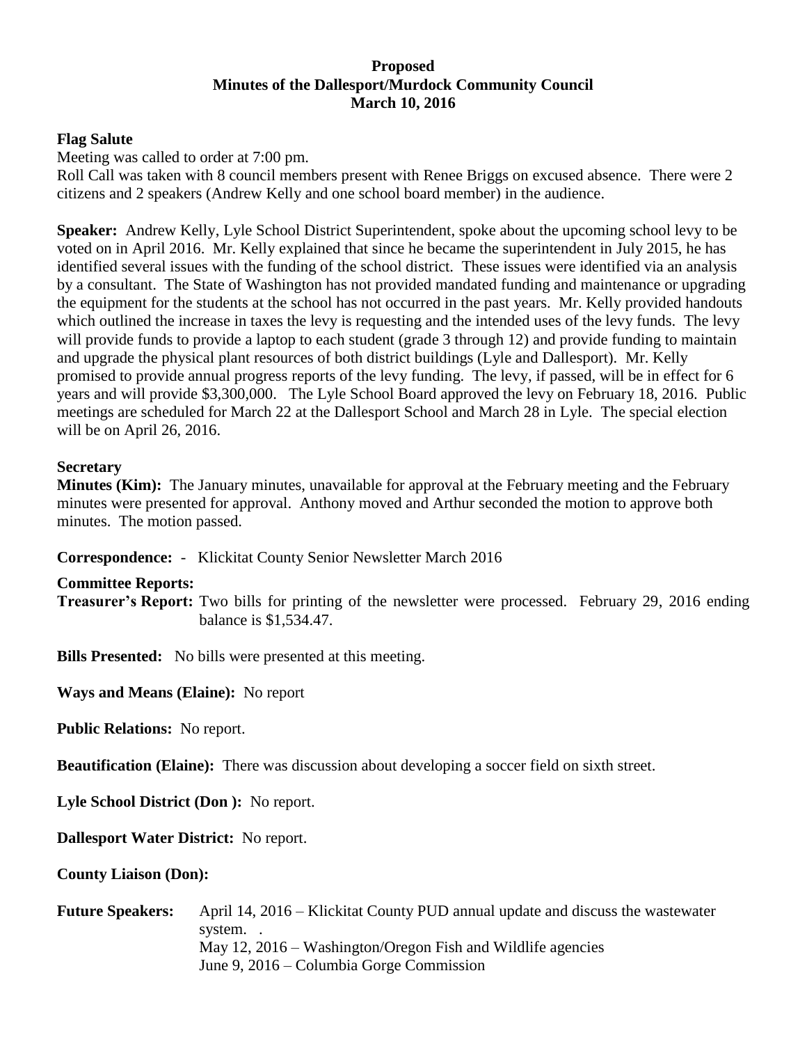**Proposed**
**Minutes of the Dallesport/Murdock Community Council**
**March 10, 2016**

**Flag Salute**

Meeting was called to order at 7:00 pm.

Roll Call was taken with 8 council members present with Renee Briggs on excused absence. There were 2 citizens and 2 speakers (Andrew Kelly and one school board member) in the audience.

**Speaker:** Andrew Kelly, Lyle School District Superintendent, spoke about the upcoming school levy to be voted on in April 2016. Mr. Kelly explained that since he became the superintendent in July 2015, he has identified several issues with the funding of the school district. These issues were identified via an analysis by a consultant. The State of Washington has not provided mandated funding and maintenance or upgrading the equipment for the students at the school has not occurred in the past years. Mr. Kelly provided handouts which outlined the increase in taxes the levy is requesting and the intended uses of the levy funds. The levy will provide funds to provide a laptop to each student (grade 3 through 12) and provide funding to maintain and upgrade the physical plant resources of both district buildings (Lyle and Dallesport). Mr. Kelly promised to provide annual progress reports of the levy funding. The levy, if passed, will be in effect for 6 years and will provide $3,300,000. The Lyle School Board approved the levy on February 18, 2016. Public meetings are scheduled for March 22 at the Dallesport School and March 28 in Lyle. The special election will be on April 26, 2016.

**Secretary**

**Minutes (Kim):** The January minutes, unavailable for approval at the February meeting and the February minutes were presented for approval. Anthony moved and Arthur seconded the motion to approve both minutes. The motion passed.

**Correspondence:** - Klickitat County Senior Newsletter March 2016

**Committee Reports:**

**Treasurer's Report:** Two bills for printing of the newsletter were processed. February 29, 2016 ending balance is $1,534.47.

**Bills Presented:** No bills were presented at this meeting.

**Ways and Means (Elaine):** No report

**Public Relations:** No report.

**Beautification (Elaine):** There was discussion about developing a soccer field on sixth street.

**Lyle School District (Don ):** No report.

**Dallesport Water District:** No report.

**County Liaison (Don):**

**Future Speakers:** April 14, 2016 – Klickitat County PUD annual update and discuss the wastewater system. .
May 12, 2016 – Washington/Oregon Fish and Wildlife agencies
June 9, 2016 – Columbia Gorge Commission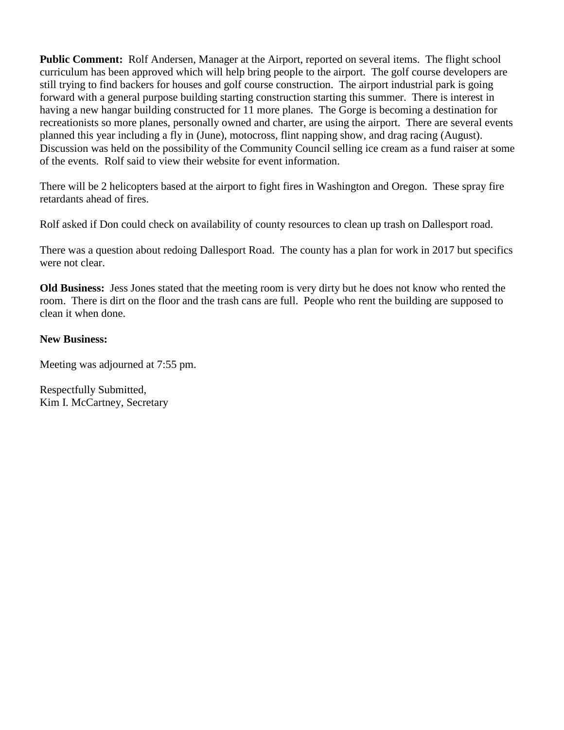**Public Comment:** Rolf Andersen, Manager at the Airport, reported on several items. The flight school curriculum has been approved which will help bring people to the airport. The golf course developers are still trying to find backers for houses and golf course construction. The airport industrial park is going forward with a general purpose building starting construction starting this summer. There is interest in having a new hangar building constructed for 11 more planes. The Gorge is becoming a destination for recreationists so more planes, personally owned and charter, are using the airport. There are several events planned this year including a fly in (June), motocross, flint napping show, and drag racing (August). Discussion was held on the possibility of the Community Council selling ice cream as a fund raiser at some of the events. Rolf said to view their website for event information.

There will be 2 helicopters based at the airport to fight fires in Washington and Oregon. These spray fire retardants ahead of fires.

Rolf asked if Don could check on availability of county resources to clean up trash on Dallesport road.

There was a question about redoing Dallesport Road. The county has a plan for work in 2017 but specifics were not clear.

**Old Business:** Jess Jones stated that the meeting room is very dirty but he does not know who rented the room. There is dirt on the floor and the trash cans are full. People who rent the building are supposed to clean it when done.

**New Business:**

Meeting was adjourned at 7:55 pm.

Respectfully Submitted,
Kim I. McCartney, Secretary